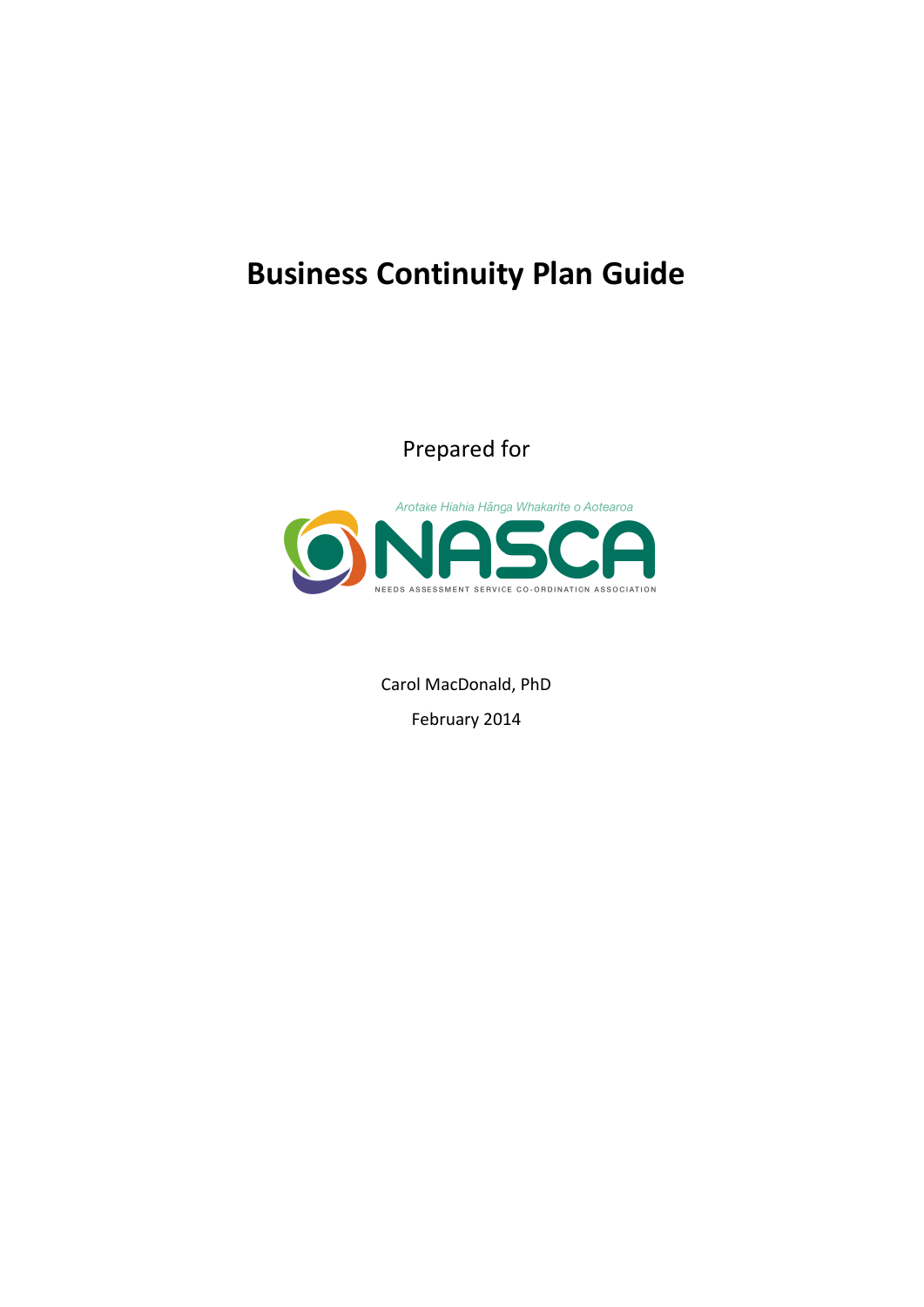# Business Continuity Plan Guide

Prepared for

Arotake Hiahia Hānga Whakarite o Aotearoa

NASCA

NEEDS ASSESSMENT SERVICE CO-ORDINATION ASSOCIATION

Carol MacDonald, PhD

February 2014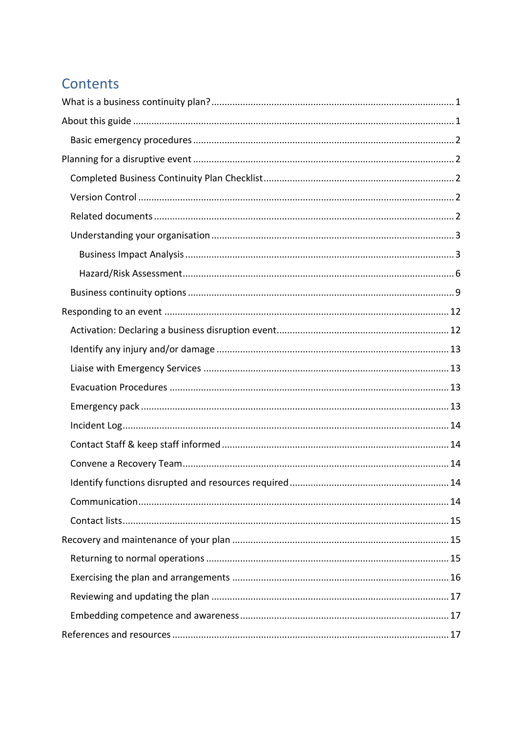# Contents

What is a business continuity plan? ..... 1

About this guide ..... 1

- Basic emergency procedures ..... 2

Planning for a disruptive event ..... 2

- Completed Business Continuity Plan Checklist ..... 2
- Version Control ..... 2
- Related documents ..... 2
- Understanding your organisation ..... 3
  - Business Impact Analysis ..... 3
  - Hazard/Risk Assessment ..... 6
- Business continuity options ..... 9

Responding to an event ..... 12

- Activation: Declaring a business disruption event ..... 12
- Identify any injury and/or damage ..... 13
- Liaise with Emergency Services ..... 13
- Evacuation Procedures ..... 13
- Emergency pack ..... 13
- Incident Log ..... 14
- Contact Staff & keep staff informed ..... 14
- Convene a Recovery Team ..... 14
- Identify functions disrupted and resources required ..... 14
- Communication ..... 14
- Contact lists ..... 15

Recovery and maintenance of your plan ..... 15

- Returning to normal operations ..... 15
- Exercising the plan and arrangements ..... 16
- Reviewing and updating the plan ..... 17
- Embedding competence and awareness ..... 17

References and resources ..... 17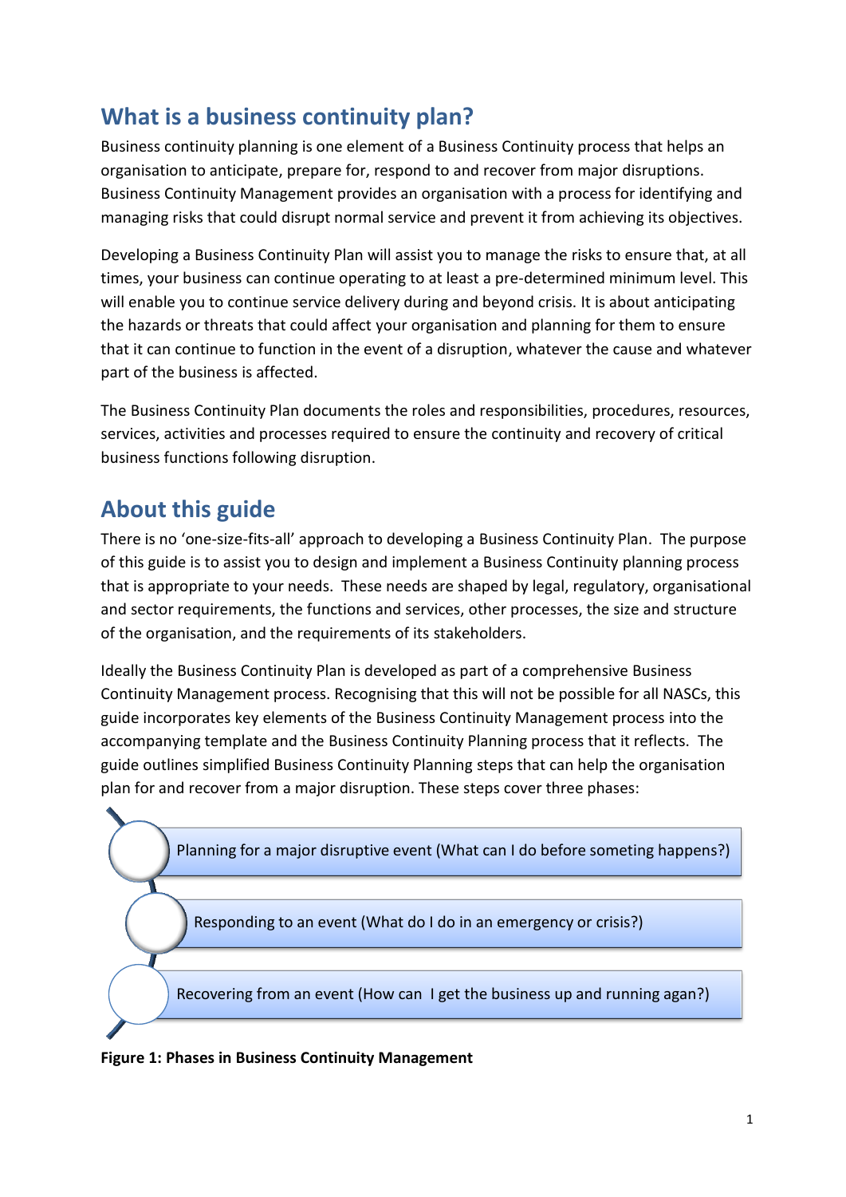## What is a business continuity plan?

Business continuity planning is one element of a Business Continuity process that helps an organisation to anticipate, prepare for, respond to and recover from major disruptions. Business Continuity Management provides an organisation with a process for identifying and managing risks that could disrupt normal service and prevent it from achieving its objectives.

Developing a Business Continuity Plan will assist you to manage the risks to ensure that, at all times, your business can continue operating to at least a pre-determined minimum level. This will enable you to continue service delivery during and beyond crisis. It is about anticipating the hazards or threats that could affect your organisation and planning for them to ensure that it can continue to function in the event of a disruption, whatever the cause and whatever part of the business is affected.

The Business Continuity Plan documents the roles and responsibilities, procedures, resources, services, activities and processes required to ensure the continuity and recovery of critical business functions following disruption.

## About this guide

There is no 'one-size-fits-all' approach to developing a Business Continuity Plan. The purpose of this guide is to assist you to design and implement a Business Continuity planning process that is appropriate to your needs. These needs are shaped by legal, regulatory, organisational and sector requirements, the functions and services, other processes, the size and structure of the organisation, and the requirements of its stakeholders.

Ideally the Business Continuity Plan is developed as part of a comprehensive Business Continuity Management process. Recognising that this will not be possible for all NASCs, this guide incorporates key elements of the Business Continuity Management process into the accompanying template and the Business Continuity Planning process that it reflects. The guide outlines simplified Business Continuity Planning steps that can help the organisation plan for and recover from a major disruption. These steps cover three phases:

- Planning for a major disruptive event (What can I do before someting happens?)
- Responding to an event (What do I do in an emergency or crisis?)
- Recovering from an event (How can I get the business up and running agan?)

**Figure 1: Phases in Business Continuity Management**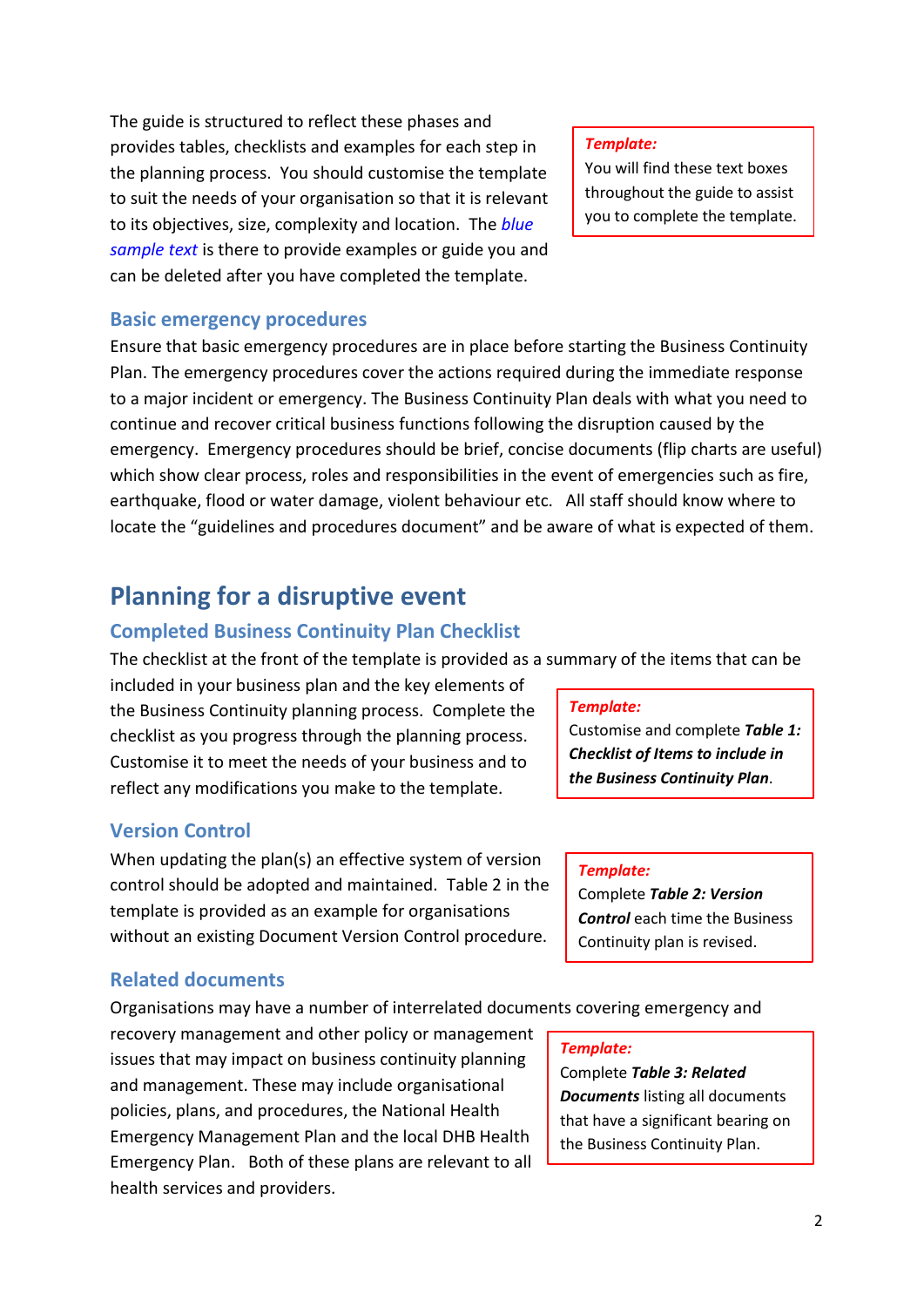The guide is structured to reflect these phases and provides tables, checklists and examples for each step in the planning process. You should customise the template to suit the needs of your organisation so that it is relevant to its objectives, size, complexity and location. The *blue sample text* is there to provide examples or guide you and can be deleted after you have completed the template.

> ***Template:***
> You will find these text boxes throughout the guide to assist you to complete the template.

### Basic emergency procedures

Ensure that basic emergency procedures are in place before starting the Business Continuity Plan. The emergency procedures cover the actions required during the immediate response to a major incident or emergency. The Business Continuity Plan deals with what you need to continue and recover critical business functions following the disruption caused by the emergency. Emergency procedures should be brief, concise documents (flip charts are useful) which show clear process, roles and responsibilities in the event of emergencies such as fire, earthquake, flood or water damage, violent behaviour etc. All staff should know where to locate the "guidelines and procedures document" and be aware of what is expected of them.

## Planning for a disruptive event

### Completed Business Continuity Plan Checklist

The checklist at the front of the template is provided as a summary of the items that can be included in your business plan and the key elements of the Business Continuity planning process. Complete the checklist as you progress through the planning process. Customise it to meet the needs of your business and to reflect any modifications you make to the template.

> ***Template:***
> Customise and complete ***Table 1: Checklist of Items to include in the Business Continuity Plan***.

### Version Control

When updating the plan(s) an effective system of version control should be adopted and maintained. Table 2 in the template is provided as an example for organisations without an existing Document Version Control procedure.

> ***Template:***
> Complete ***Table 2: Version Control*** each time the Business Continuity plan is revised.

### Related documents

Organisations may have a number of interrelated documents covering emergency and recovery management and other policy or management issues that may impact on business continuity planning and management. These may include organisational policies, plans, and procedures, the National Health Emergency Management Plan and the local DHB Health Emergency Plan. Both of these plans are relevant to all health services and providers.

> ***Template:***
> Complete ***Table 3: Related Documents*** listing all documents that have a significant bearing on the Business Continuity Plan.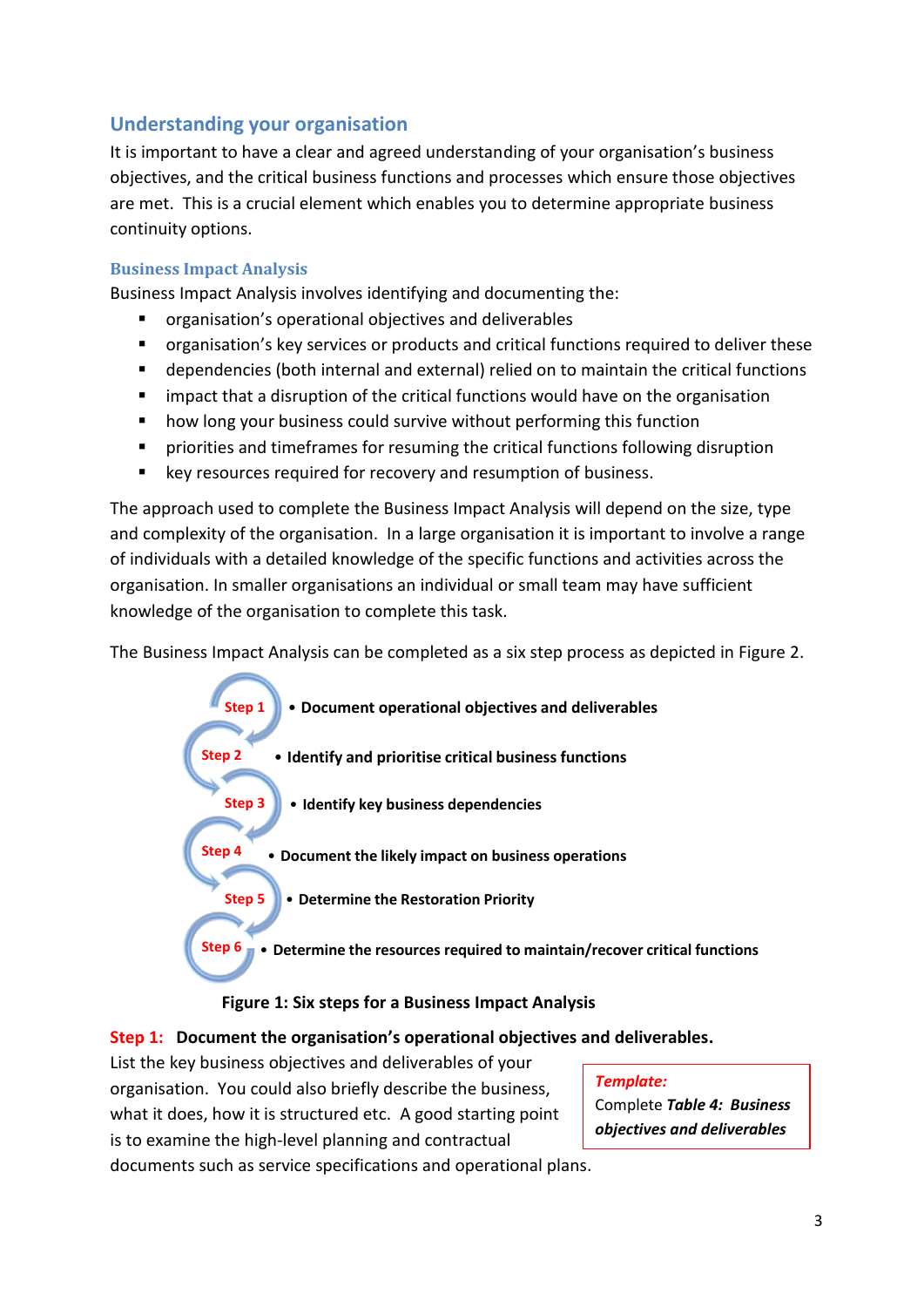## Understanding your organisation

It is important to have a clear and agreed understanding of your organisation's business objectives, and the critical business functions and processes which ensure those objectives are met. This is a crucial element which enables you to determine appropriate business continuity options.

### Business Impact Analysis

Business Impact Analysis involves identifying and documenting the:

- organisation's operational objectives and deliverables
- organisation's key services or products and critical functions required to deliver these
- dependencies (both internal and external) relied on to maintain the critical functions
- impact that a disruption of the critical functions would have on the organisation
- how long your business could survive without performing this function
- priorities and timeframes for resuming the critical functions following disruption
- key resources required for recovery and resumption of business.

The approach used to complete the Business Impact Analysis will depend on the size, type and complexity of the organisation. In a large organisation it is important to involve a range of individuals with a detailed knowledge of the specific functions and activities across the organisation. In smaller organisations an individual or small team may have sufficient knowledge of the organisation to complete this task.

The Business Impact Analysis can be completed as a six step process as depicted in Figure 2.

- Step 1 • **Document operational objectives and deliverables**
- Step 2 • **Identify and prioritise critical business functions**
- Step 3 • **Identify key business dependencies**
- Step 4 • **Document the likely impact on business operations**
- Step 5 • **Determine the Restoration Priority**
- Step 6 • **Determine the resources required to maintain/recover critical functions**

**Figure 1: Six steps for a Business Impact Analysis**

**Step 1: Document the organisation's operational objectives and deliverables.**

List the key business objectives and deliverables of your organisation. You could also briefly describe the business, what it does, how it is structured etc. A good starting point is to examine the high-level planning and contractual documents such as service specifications and operational plans.

> ***Template:***
> Complete ***Table 4: Business objectives and deliverables***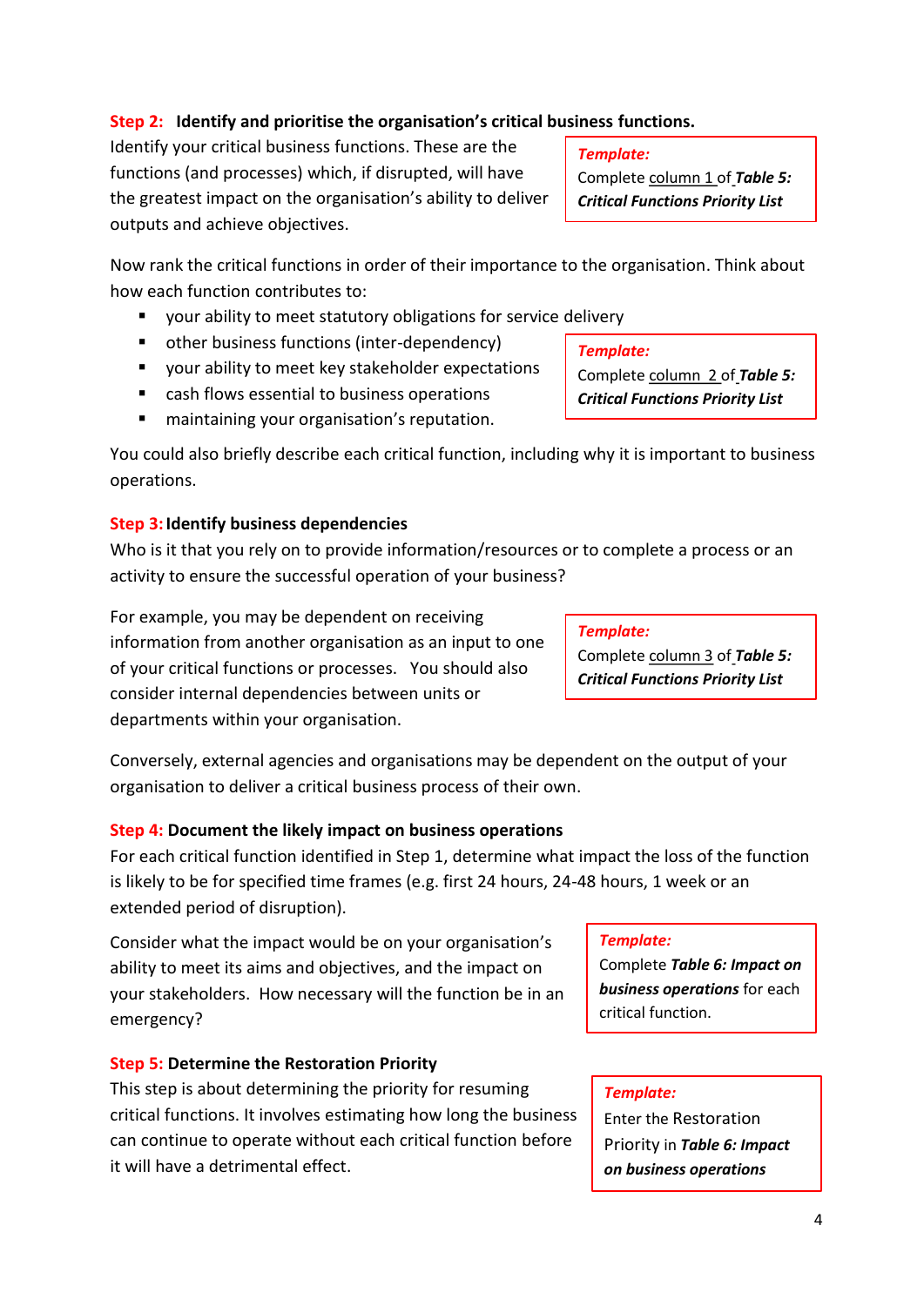**Step 2: Identify and prioritise the organisation's critical business functions.**

Identify your critical business functions. These are the functions (and processes) which, if disrupted, will have the greatest impact on the organisation's ability to deliver outputs and achieve objectives.

> ***Template:***
> Complete column 1 of ***Table 5: Critical Functions Priority List***

Now rank the critical functions in order of their importance to the organisation. Think about how each function contributes to:

- your ability to meet statutory obligations for service delivery
- other business functions (inter-dependency)
- your ability to meet key stakeholder expectations
- cash flows essential to business operations
- maintaining your organisation's reputation.

> ***Template:***
> Complete column 2 of ***Table 5: Critical Functions Priority List***

You could also briefly describe each critical function, including why it is important to business operations.

**Step 3: Identify business dependencies**

Who is it that you rely on to provide information/resources or to complete a process or an activity to ensure the successful operation of your business?

For example, you may be dependent on receiving information from another organisation as an input to one of your critical functions or processes. You should also consider internal dependencies between units or departments within your organisation.

> ***Template:***
> Complete column 3 of ***Table 5: Critical Functions Priority List***

Conversely, external agencies and organisations may be dependent on the output of your organisation to deliver a critical business process of their own.

**Step 4: Document the likely impact on business operations**

For each critical function identified in Step 1, determine what impact the loss of the function is likely to be for specified time frames (e.g. first 24 hours, 24-48 hours, 1 week or an extended period of disruption).

Consider what the impact would be on your organisation's ability to meet its aims and objectives, and the impact on your stakeholders. How necessary will the function be in an emergency?

> ***Template:***
> Complete ***Table 6: Impact on business operations*** for each critical function.

**Step 5: Determine the Restoration Priority**

This step is about determining the priority for resuming critical functions. It involves estimating how long the business can continue to operate without each critical function before it will have a detrimental effect.

> ***Template:***
> Enter the Restoration Priority in ***Table 6: Impact on business operations***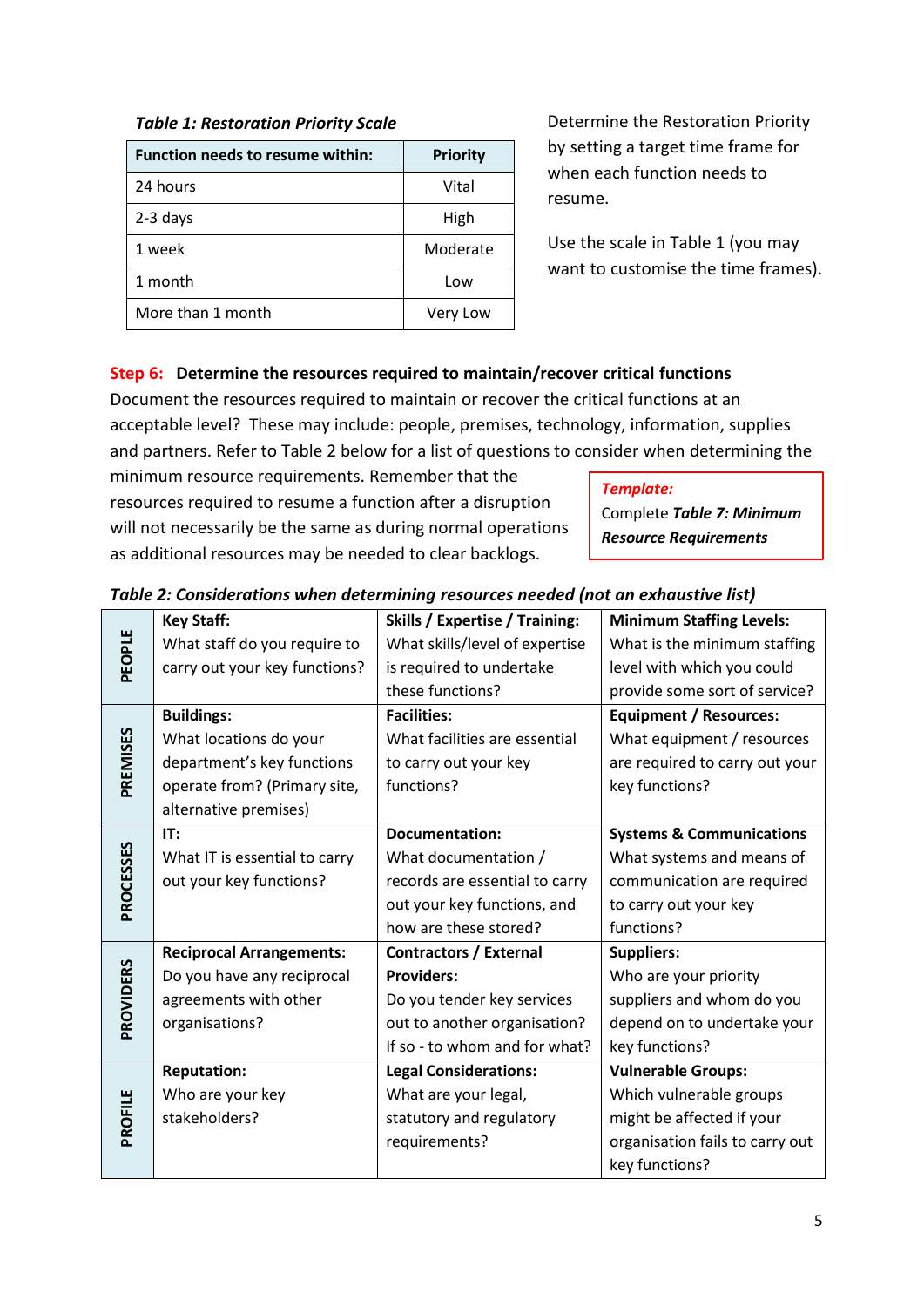***Table 1: Restoration Priority Scale***

| Function needs to resume within: | Priority |
|---|---|
| 24 hours | Vital |
| 2-3 days | High |
| 1 week | Moderate |
| 1 month | Low |
| More than 1 month | Very Low |

Determine the Restoration Priority by setting a target time frame for when each function needs to resume.

Use the scale in Table 1 (you may want to customise the time frames).

**Step 6: Determine the resources required to maintain/recover critical functions**

Document the resources required to maintain or recover the critical functions at an acceptable level? These may include: people, premises, technology, information, supplies and partners. Refer to Table 2 below for a list of questions to consider when determining the minimum resource requirements. Remember that the resources required to resume a function after a disruption will not necessarily be the same as during normal operations as additional resources may be needed to clear backlogs.

> ***Template:***
> Complete ***Table 7: Minimum Resource Requirements***

***Table 2: Considerations when determining resources needed (not an exhaustive list)***

| | | | |
|---|---|---|---|
| **PEOPLE** | **Key Staff:** What staff do you require to carry out your key functions? | **Skills / Expertise / Training:** What skills/level of expertise is required to undertake these functions? | **Minimum Staffing Levels:** What is the minimum staffing level with which you could provide some sort of service? |
| **PREMISES** | **Buildings:** What locations do your department's key functions operate from? (Primary site, alternative premises) | **Facilities:** What facilities are essential to carry out your key functions? | **Equipment / Resources:** What equipment / resources are required to carry out your key functions? |
| **PROCESSES** | **IT:** What IT is essential to carry out your key functions? | **Documentation:** What documentation / records are essential to carry out your key functions, and how are these stored? | **Systems & Communications** What systems and means of communication are required to carry out your key functions? |
| **PROVIDERS** | **Reciprocal Arrangements:** Do you have any reciprocal agreements with other organisations? | **Contractors / External Providers:** Do you tender key services out to another organisation? If so - to whom and for what? | **Suppliers:** Who are your priority suppliers and whom do you depend on to undertake your key functions? |
| **PROFILE** | **Reputation:** Who are your key stakeholders? | **Legal Considerations:** What are your legal, statutory and regulatory requirements? | **Vulnerable Groups:** Which vulnerable groups might be affected if your organisation fails to carry out key functions? |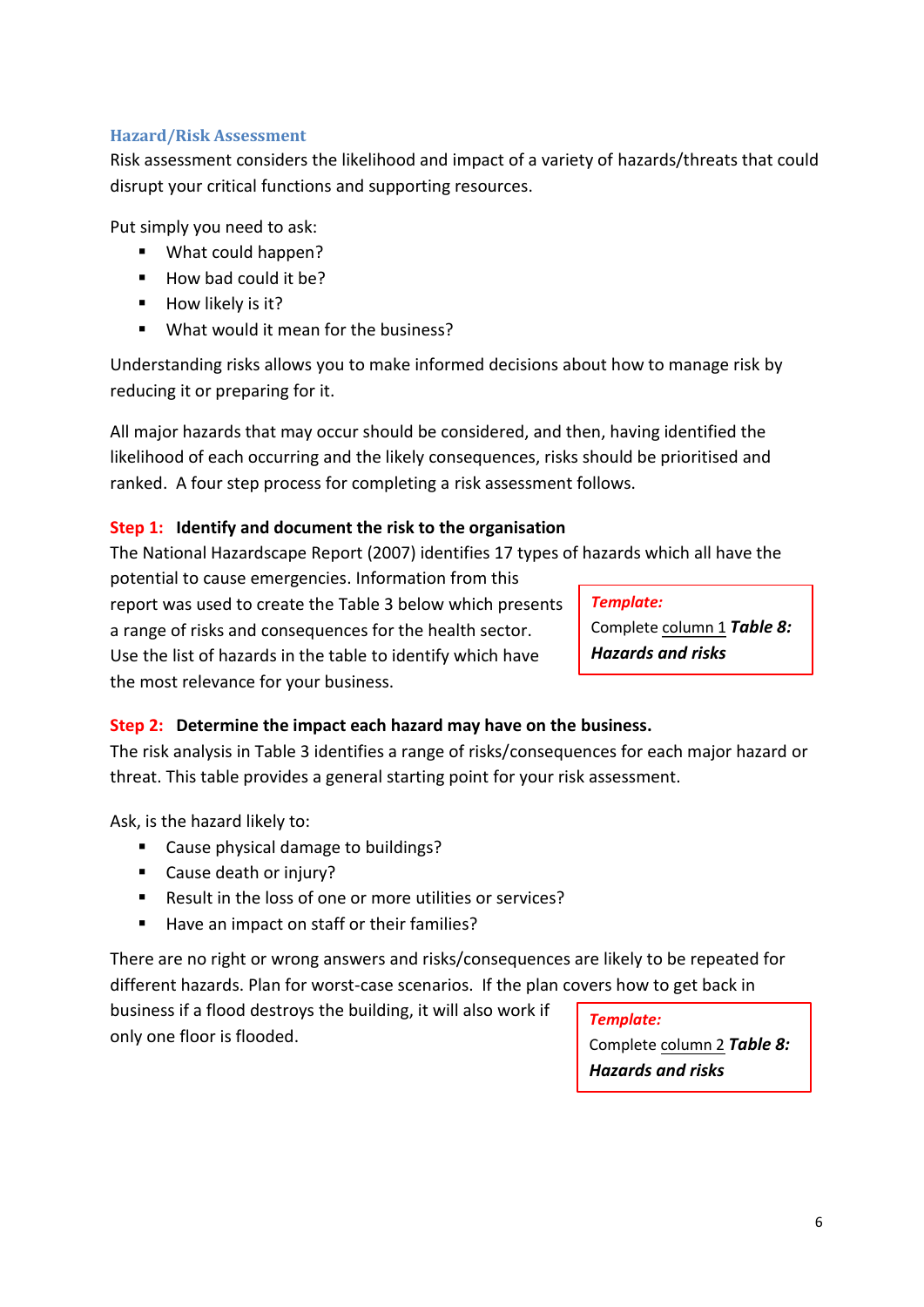## Hazard/Risk Assessment

Risk assessment considers the likelihood and impact of a variety of hazards/threats that could disrupt your critical functions and supporting resources.

Put simply you need to ask:

- What could happen?
- How bad could it be?
- How likely is it?
- What would it mean for the business?

Understanding risks allows you to make informed decisions about how to manage risk by reducing it or preparing for it.

All major hazards that may occur should be considered, and then, having identified the likelihood of each occurring and the likely consequences, risks should be prioritised and ranked. A four step process for completing a risk assessment follows.

### Step 1: Identify and document the risk to the organisation

The National Hazardscape Report (2007) identifies 17 types of hazards which all have the potential to cause emergencies. Information from this report was used to create the Table 3 below which presents a range of risks and consequences for the health sector. Use the list of hazards in the table to identify which have the most relevance for your business.

> ***Template:***
> Complete column 1 ***Table 8: Hazards and risks***

### Step 2: Determine the impact each hazard may have on the business.

The risk analysis in Table 3 identifies a range of risks/consequences for each major hazard or threat. This table provides a general starting point for your risk assessment.

Ask, is the hazard likely to:

- Cause physical damage to buildings?
- Cause death or injury?
- Result in the loss of one or more utilities or services?
- Have an impact on staff or their families?

There are no right or wrong answers and risks/consequences are likely to be repeated for different hazards. Plan for worst-case scenarios. If the plan covers how to get back in business if a flood destroys the building, it will also work if only one floor is flooded.

> ***Template:***
> Complete column 2 ***Table 8: Hazards and risks***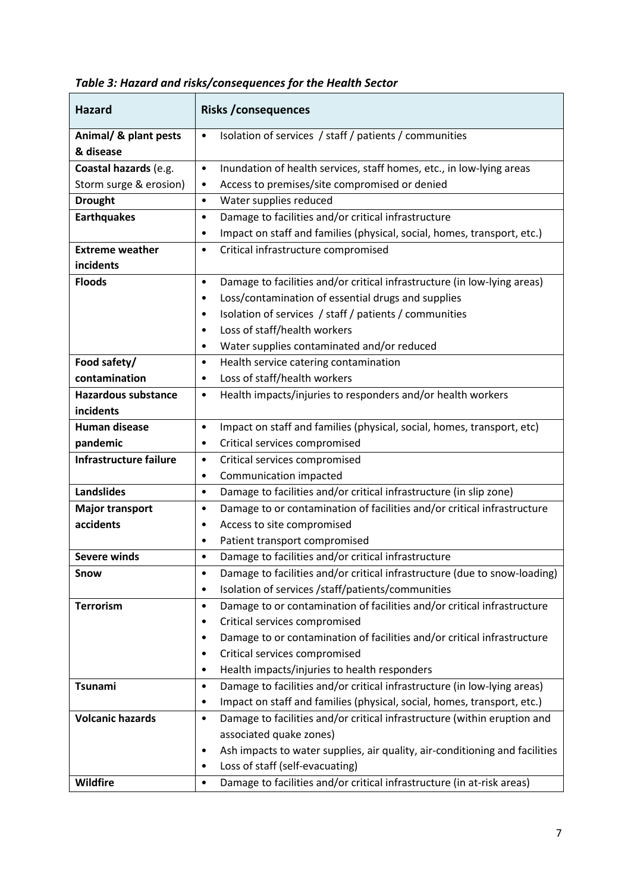***Table 3: Hazard and risks/consequences for the Health Sector***

| Hazard | Risks /consequences |
|---|---|
| **Animal/ & plant pests & disease** | • Isolation of services / staff / patients / communities |
| **Coastal hazards** (e.g. Storm surge & erosion) | • Inundation of health services, staff homes, etc., in low-lying areas<br>• Access to premises/site compromised or denied |
| **Drought** | • Water supplies reduced |
| **Earthquakes** | • Damage to facilities and/or critical infrastructure<br>• Impact on staff and families (physical, social, homes, transport, etc.) |
| **Extreme weather incidents** | • Critical infrastructure compromised |
| **Floods** | • Damage to facilities and/or critical infrastructure (in low-lying areas)<br>• Loss/contamination of essential drugs and supplies<br>• Isolation of services / staff / patients / communities<br>• Loss of staff/health workers<br>• Water supplies contaminated and/or reduced |
| **Food safety/ contamination** | • Health service catering contamination<br>• Loss of staff/health workers |
| **Hazardous substance incidents** | • Health impacts/injuries to responders and/or health workers |
| **Human disease pandemic** | • Impact on staff and families (physical, social, homes, transport, etc)<br>• Critical services compromised |
| **Infrastructure failure** | • Critical services compromised<br>• Communication impacted |
| **Landslides** | • Damage to facilities and/or critical infrastructure (in slip zone) |
| **Major transport accidents** | • Damage to or contamination of facilities and/or critical infrastructure<br>• Access to site compromised<br>• Patient transport compromised |
| **Severe winds** | • Damage to facilities and/or critical infrastructure |
| **Snow** | • Damage to facilities and/or critical infrastructure (due to snow-loading)<br>• Isolation of services /staff/patients/communities |
| **Terrorism** | • Damage to or contamination of facilities and/or critical infrastructure<br>• Critical services compromised<br>• Damage to or contamination of facilities and/or critical infrastructure<br>• Critical services compromised<br>• Health impacts/injuries to health responders |
| **Tsunami** | • Damage to facilities and/or critical infrastructure (in low-lying areas)<br>• Impact on staff and families (physical, social, homes, transport, etc.) |
| **Volcanic hazards** | • Damage to facilities and/or critical infrastructure (within eruption and associated quake zones)<br>• Ash impacts to water supplies, air quality, air-conditioning and facilities<br>• Loss of staff (self-evacuating) |
| **Wildfire** | • Damage to facilities and/or critical infrastructure (in at-risk areas) |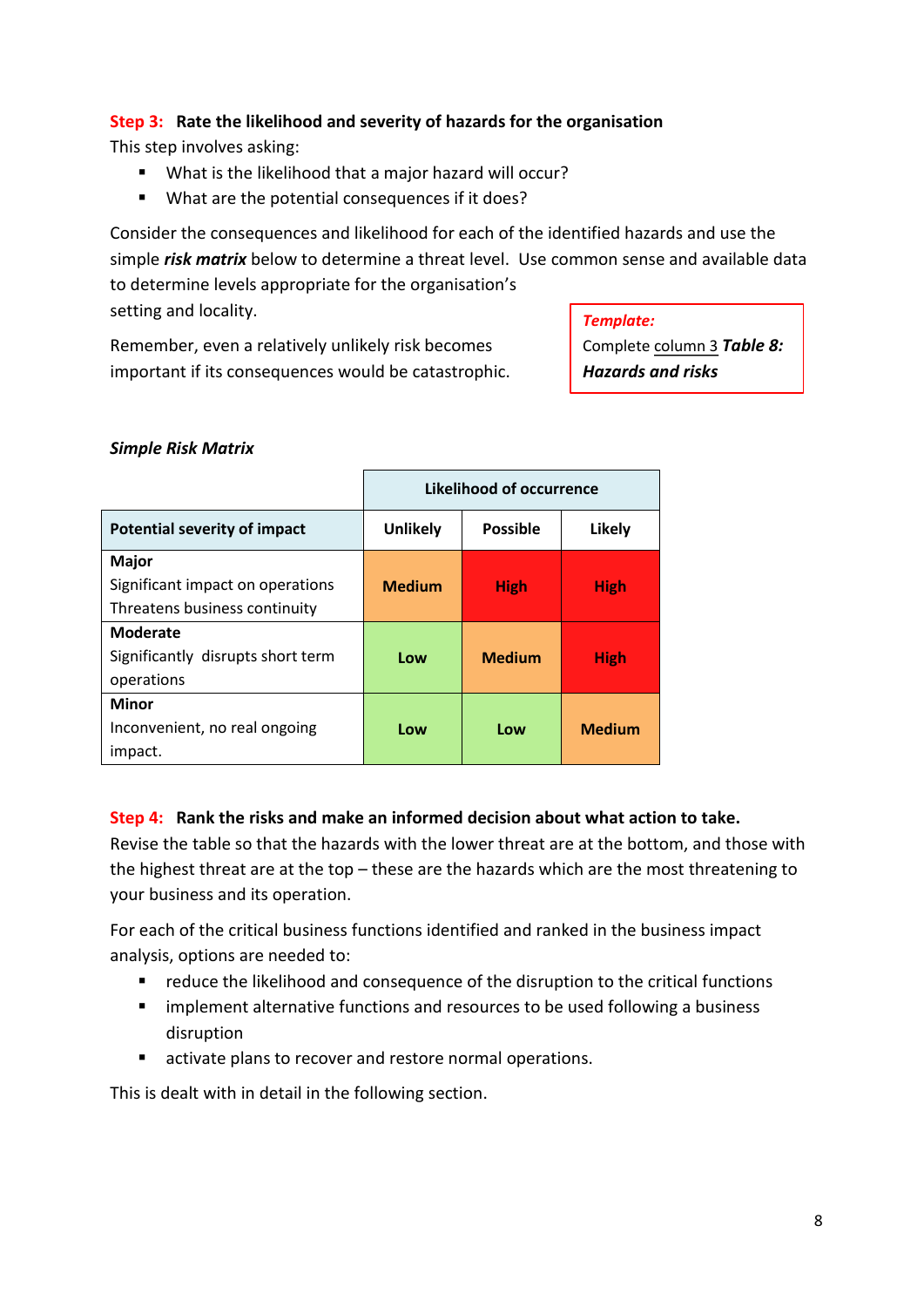**Step 3: Rate the likelihood and severity of hazards for the organisation**

This step involves asking:

- What is the likelihood that a major hazard will occur?
- What are the potential consequences if it does?

Consider the consequences and likelihood for each of the identified hazards and use the simple ***risk matrix*** below to determine a threat level. Use common sense and available data to determine levels appropriate for the organisation's setting and locality.

Remember, even a relatively unlikely risk becomes important if its consequences would be catastrophic.

> ***Template:***
> Complete column 3 ***Table 8: Hazards and risks***

***Simple Risk Matrix***

| | Likelihood of occurrence | | |
|---|---|---|---|
| **Potential severity of impact** | **Unlikely** | **Possible** | **Likely** |
| **Major**<br>Significant impact on operations<br>Threatens business continuity | **Medium** | **High** | **High** |
| **Moderate**<br>Significantly disrupts short term operations | **Low** | **Medium** | **High** |
| **Minor**<br>Inconvenient, no real ongoing impact. | **Low** | **Low** | **Medium** |

**Step 4: Rank the risks and make an informed decision about what action to take.**

Revise the table so that the hazards with the lower threat are at the bottom, and those with the highest threat are at the top – these are the hazards which are the most threatening to your business and its operation.

For each of the critical business functions identified and ranked in the business impact analysis, options are needed to:

- reduce the likelihood and consequence of the disruption to the critical functions
- implement alternative functions and resources to be used following a business disruption
- activate plans to recover and restore normal operations.

This is dealt with in detail in the following section.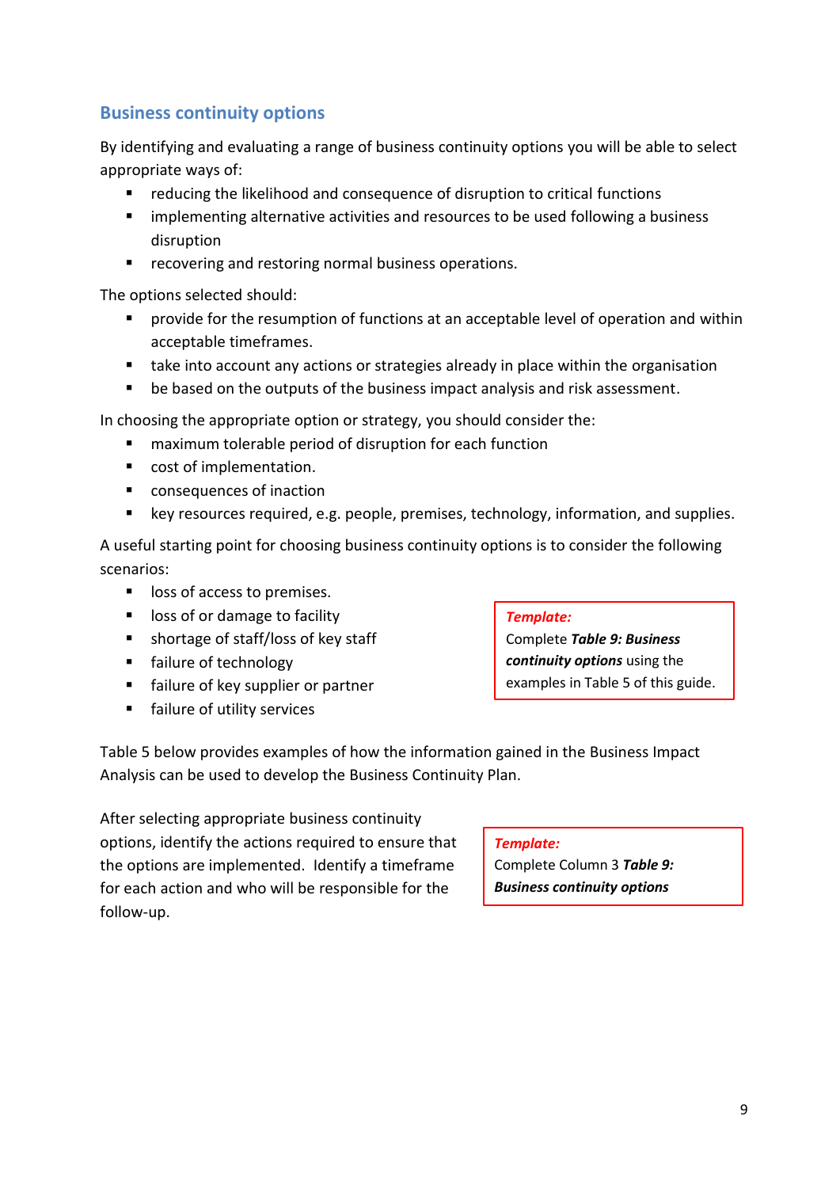## Business continuity options

By identifying and evaluating a range of business continuity options you will be able to select appropriate ways of:

- reducing the likelihood and consequence of disruption to critical functions
- implementing alternative activities and resources to be used following a business disruption
- recovering and restoring normal business operations.

The options selected should:

- provide for the resumption of functions at an acceptable level of operation and within acceptable timeframes.
- take into account any actions or strategies already in place within the organisation
- be based on the outputs of the business impact analysis and risk assessment.

In choosing the appropriate option or strategy, you should consider the:

- maximum tolerable period of disruption for each function
- cost of implementation.
- consequences of inaction
- key resources required, e.g. people, premises, technology, information, and supplies.

A useful starting point for choosing business continuity options is to consider the following scenarios:

- loss of access to premises.
- loss of or damage to facility
- shortage of staff/loss of key staff
- failure of technology
- failure of key supplier or partner
- failure of utility services

> ***Template:***
> Complete ***Table 9: Business continuity options*** using the examples in Table 5 of this guide.

Table 5 below provides examples of how the information gained in the Business Impact Analysis can be used to develop the Business Continuity Plan.

After selecting appropriate business continuity options, identify the actions required to ensure that the options are implemented. Identify a timeframe for each action and who will be responsible for the follow-up.

> ***Template:***
> Complete Column 3 ***Table 9: Business continuity options***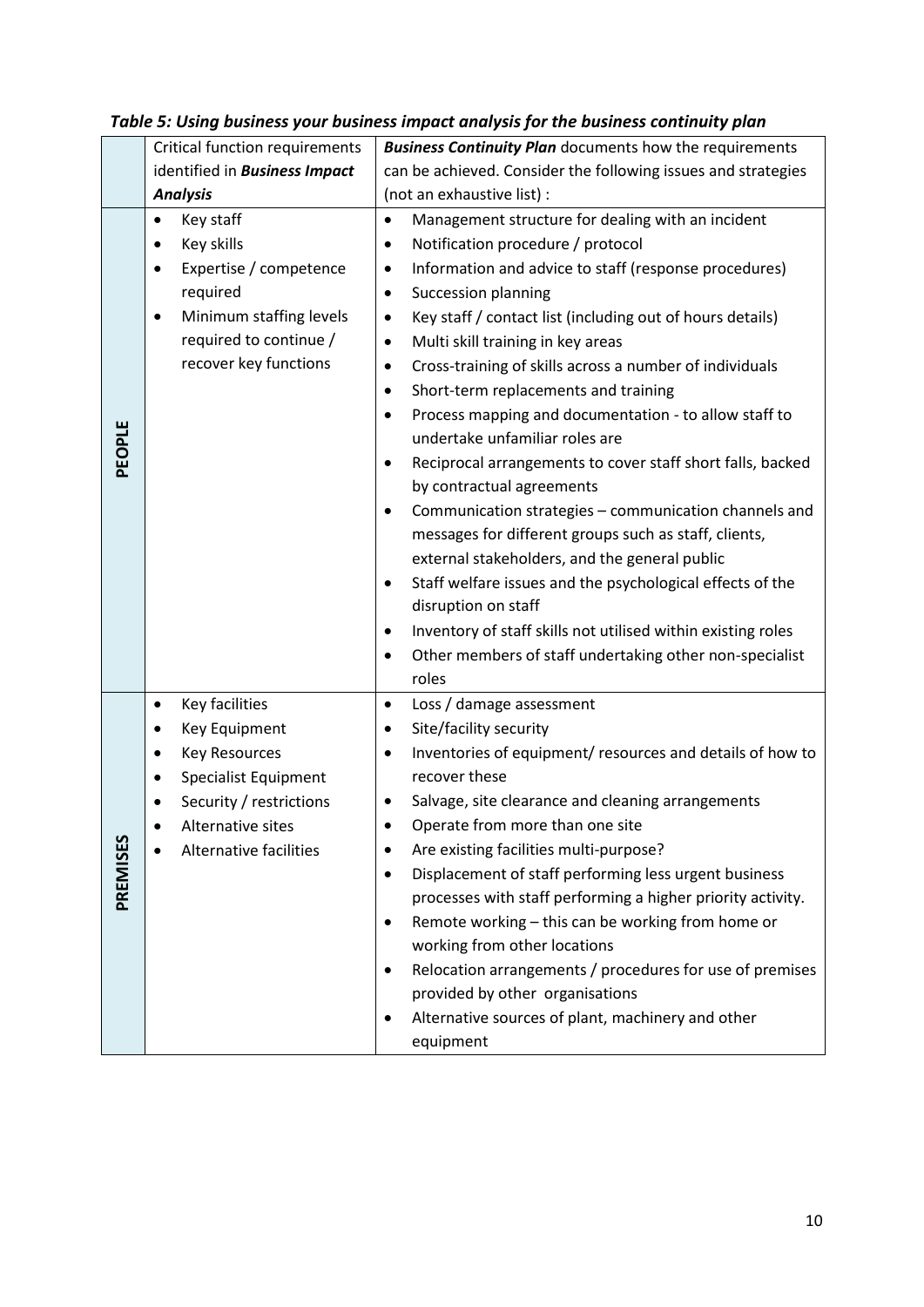*Table 5: Using business your business impact analysis for the business continuity plan*

| | Critical function requirements identified in ***Business Impact Analysis*** | ***Business Continuity Plan*** documents how the requirements can be achieved. Consider the following issues and strategies (not an exhaustive list) : |
|---|---|---|
| **PEOPLE** | • Key staff<br>• Key skills<br>• Expertise / competence required<br>• Minimum staffing levels required to continue / recover key functions | • Management structure for dealing with an incident<br>• Notification procedure / protocol<br>• Information and advice to staff (response procedures)<br>• Succession planning<br>• Key staff / contact list (including out of hours details)<br>• Multi skill training in key areas<br>• Cross-training of skills across a number of individuals<br>• Short-term replacements and training<br>• Process mapping and documentation - to allow staff to undertake unfamiliar roles are<br>• Reciprocal arrangements to cover staff short falls, backed by contractual agreements<br>• Communication strategies – communication channels and messages for different groups such as staff, clients, external stakeholders, and the general public<br>• Staff welfare issues and the psychological effects of the disruption on staff<br>• Inventory of staff skills not utilised within existing roles<br>• Other members of staff undertaking other non-specialist roles |
| **PREMISES** | • Key facilities<br>• Key Equipment<br>• Key Resources<br>• Specialist Equipment<br>• Security / restrictions<br>• Alternative sites<br>• Alternative facilities | • Loss / damage assessment<br>• Site/facility security<br>• Inventories of equipment/ resources and details of how to recover these<br>• Salvage, site clearance and cleaning arrangements<br>• Operate from more than one site<br>• Are existing facilities multi-purpose?<br>• Displacement of staff performing less urgent business processes with staff performing a higher priority activity.<br>• Remote working – this can be working from home or working from other locations<br>• Relocation arrangements / procedures for use of premises provided by other organisations<br>• Alternative sources of plant, machinery and other equipment |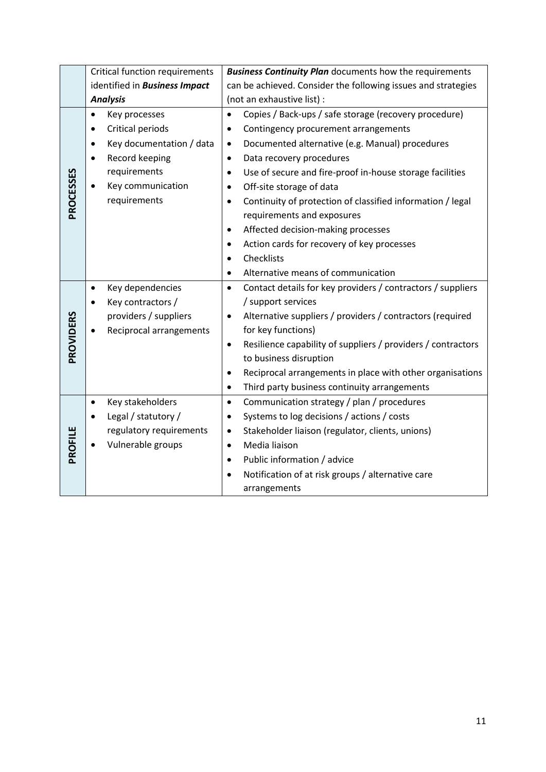| | Critical function requirements identified in ***Business Impact Analysis*** | ***Business Continuity Plan*** documents how the requirements can be achieved. Consider the following issues and strategies (not an exhaustive list) : |
|---|---|---|
| **PROCESSES** | • Key processes<br>• Critical periods<br>• Key documentation / data<br>• Record keeping requirements<br>• Key communication requirements | • Copies / Back-ups / safe storage (recovery procedure)<br>• Contingency procurement arrangements<br>• Documented alternative (e.g. Manual) procedures<br>• Data recovery procedures<br>• Use of secure and fire-proof in-house storage facilities<br>• Off-site storage of data<br>• Continuity of protection of classified information / legal requirements and exposures<br>• Affected decision-making processes<br>• Action cards for recovery of key processes<br>• Checklists<br>• Alternative means of communication |
| **PROVIDERS** | • Key dependencies<br>• Key contractors / providers / suppliers<br>• Reciprocal arrangements | • Contact details for key providers / contractors / suppliers / support services<br>• Alternative suppliers / providers / contractors (required for key functions)<br>• Resilience capability of suppliers / providers / contractors to business disruption<br>• Reciprocal arrangements in place with other organisations<br>• Third party business continuity arrangements |
| **PROFILE** | • Key stakeholders<br>• Legal / statutory / regulatory requirements<br>• Vulnerable groups | • Communication strategy / plan / procedures<br>• Systems to log decisions / actions / costs<br>• Stakeholder liaison (regulator, clients, unions)<br>• Media liaison<br>• Public information / advice<br>• Notification of at risk groups / alternative care arrangements |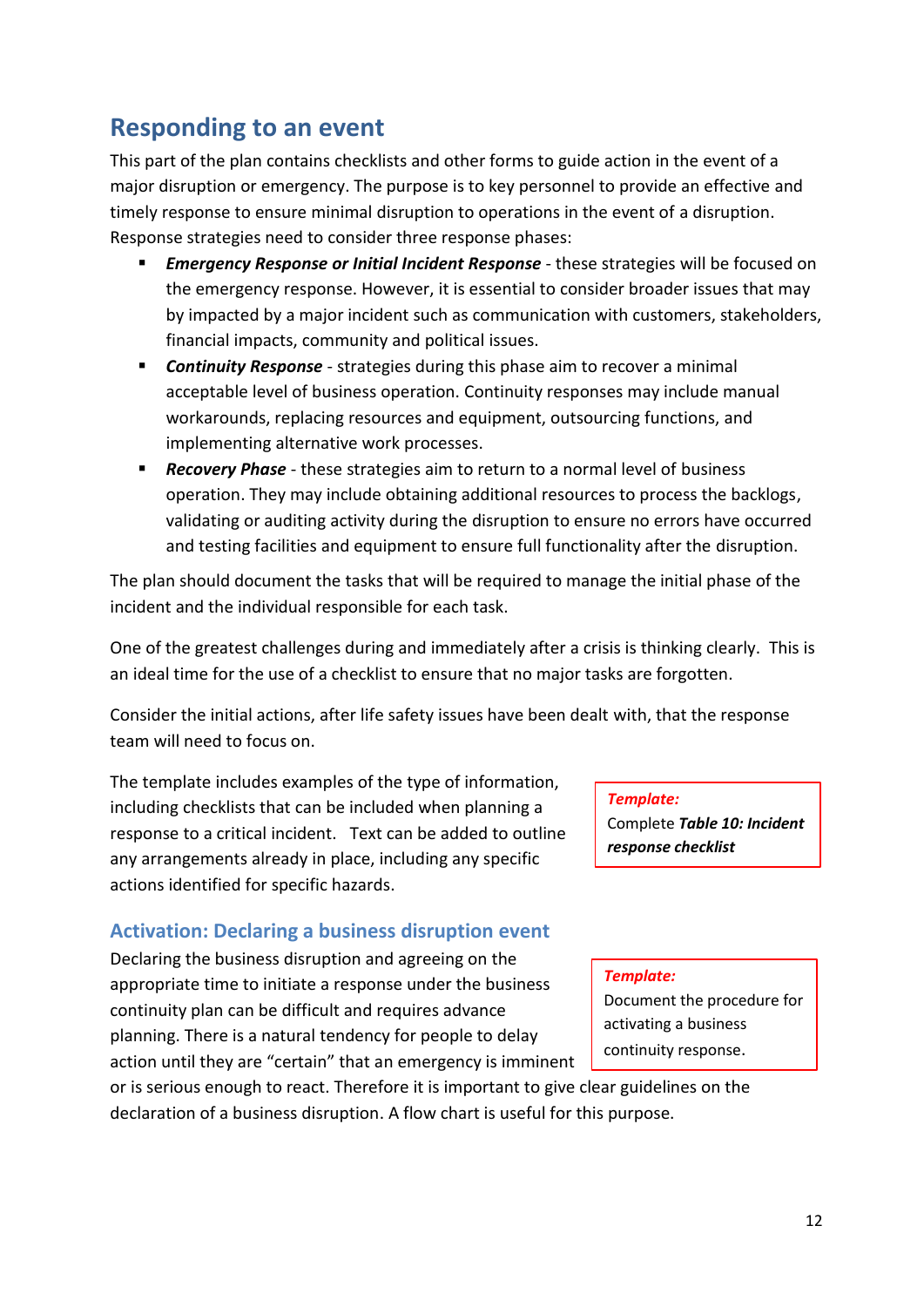## Responding to an event

This part of the plan contains checklists and other forms to guide action in the event of a major disruption or emergency. The purpose is to key personnel to provide an effective and timely response to ensure minimal disruption to operations in the event of a disruption. Response strategies need to consider three response phases:

- ***Emergency Response or Initial Incident Response*** - these strategies will be focused on the emergency response. However, it is essential to consider broader issues that may by impacted by a major incident such as communication with customers, stakeholders, financial impacts, community and political issues.
- ***Continuity Response*** - strategies during this phase aim to recover a minimal acceptable level of business operation. Continuity responses may include manual workarounds, replacing resources and equipment, outsourcing functions, and implementing alternative work processes.
- ***Recovery Phase*** - these strategies aim to return to a normal level of business operation. They may include obtaining additional resources to process the backlogs, validating or auditing activity during the disruption to ensure no errors have occurred and testing facilities and equipment to ensure full functionality after the disruption.

The plan should document the tasks that will be required to manage the initial phase of the incident and the individual responsible for each task.

One of the greatest challenges during and immediately after a crisis is thinking clearly. This is an ideal time for the use of a checklist to ensure that no major tasks are forgotten.

Consider the initial actions, after life safety issues have been dealt with, that the response team will need to focus on.

The template includes examples of the type of information, including checklists that can be included when planning a response to a critical incident. Text can be added to outline any arrangements already in place, including any specific actions identified for specific hazards.

> ***Template:***
> Complete ***Table 10: Incident response checklist***

### Activation: Declaring a business disruption event

Declaring the business disruption and agreeing on the appropriate time to initiate a response under the business continuity plan can be difficult and requires advance planning. There is a natural tendency for people to delay action until they are "certain" that an emergency is imminent or is serious enough to react. Therefore it is important to give clear guidelines on the declaration of a business disruption. A flow chart is useful for this purpose.

> ***Template:***
> Document the procedure for activating a business continuity response.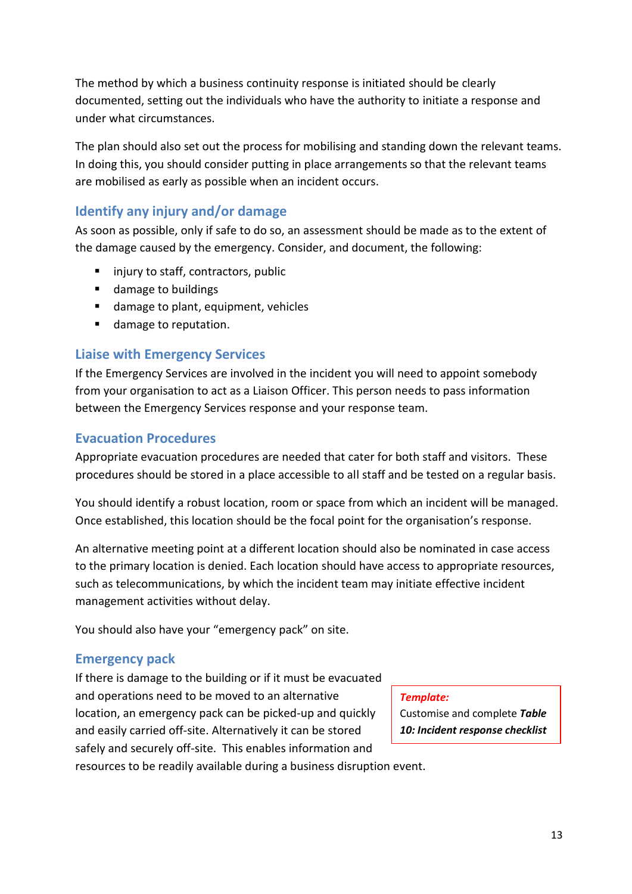The method by which a business continuity response is initiated should be clearly documented, setting out the individuals who have the authority to initiate a response and under what circumstances.

The plan should also set out the process for mobilising and standing down the relevant teams. In doing this, you should consider putting in place arrangements so that the relevant teams are mobilised as early as possible when an incident occurs.

### Identify any injury and/or damage

As soon as possible, only if safe to do so, an assessment should be made as to the extent of the damage caused by the emergency. Consider, and document, the following:

- injury to staff, contractors, public
- damage to buildings
- damage to plant, equipment, vehicles
- damage to reputation.

### Liaise with Emergency Services

If the Emergency Services are involved in the incident you will need to appoint somebody from your organisation to act as a Liaison Officer. This person needs to pass information between the Emergency Services response and your response team.

### Evacuation Procedures

Appropriate evacuation procedures are needed that cater for both staff and visitors. These procedures should be stored in a place accessible to all staff and be tested on a regular basis.

You should identify a robust location, room or space from which an incident will be managed. Once established, this location should be the focal point for the organisation's response.

An alternative meeting point at a different location should also be nominated in case access to the primary location is denied. Each location should have access to appropriate resources, such as telecommunications, by which the incident team may initiate effective incident management activities without delay.

You should also have your "emergency pack" on site.

### Emergency pack

If there is damage to the building or if it must be evacuated and operations need to be moved to an alternative location, an emergency pack can be picked-up and quickly and easily carried off-site. Alternatively it can be stored safely and securely off-site. This enables information and resources to be readily available during a business disruption event.

> ***Template:***
> Customise and complete ***Table 10: Incident response checklist***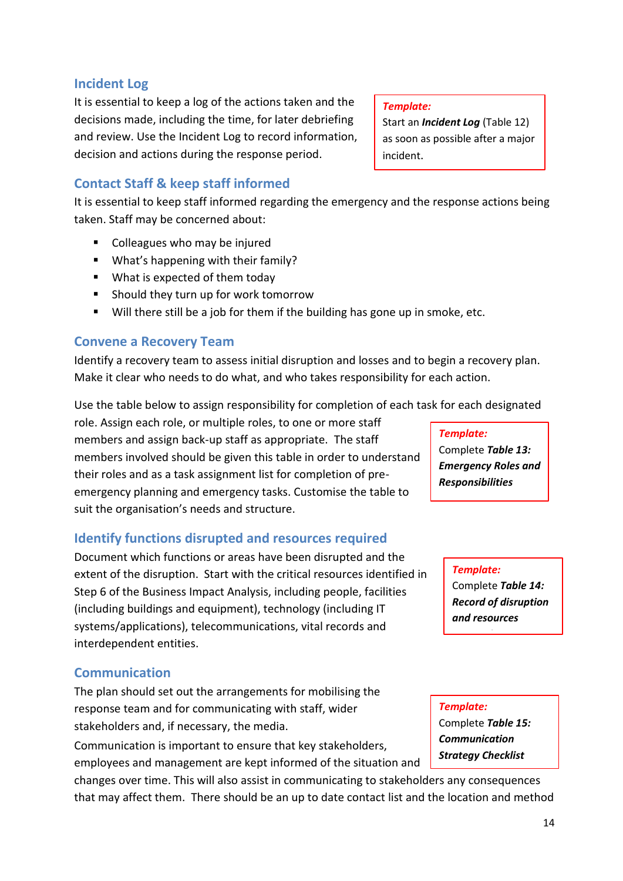## Incident Log

It is essential to keep a log of the actions taken and the decisions made, including the time, for later debriefing and review. Use the Incident Log to record information, decision and actions during the response period.

> ***Template:***
> Start an ***Incident Log*** (Table 12) as soon as possible after a major incident.

## Contact Staff & keep staff informed

It is essential to keep staff informed regarding the emergency and the response actions being taken. Staff may be concerned about:

- Colleagues who may be injured
- What's happening with their family?
- What is expected of them today
- Should they turn up for work tomorrow
- Will there still be a job for them if the building has gone up in smoke, etc.

## Convene a Recovery Team

Identify a recovery team to assess initial disruption and losses and to begin a recovery plan. Make it clear who needs to do what, and who takes responsibility for each action.

Use the table below to assign responsibility for completion of each task for each designated role. Assign each role, or multiple roles, to one or more staff members and assign back-up staff as appropriate. The staff members involved should be given this table in order to understand their roles and as a task assignment list for completion of pre-emergency planning and emergency tasks. Customise the table to suit the organisation's needs and structure.

> ***Template:***
> Complete ***Table 13: Emergency Roles and Responsibilities***

## Identify functions disrupted and resources required

Document which functions or areas have been disrupted and the extent of the disruption. Start with the critical resources identified in Step 6 of the Business Impact Analysis, including people, facilities (including buildings and equipment), technology (including IT systems/applications), telecommunications, vital records and interdependent entities.

> ***Template:***
> Complete ***Table 14: Record of disruption and resources***

## Communication

The plan should set out the arrangements for mobilising the response team and for communicating with staff, wider stakeholders and, if necessary, the media.

Communication is important to ensure that key stakeholders, employees and management are kept informed of the situation and changes over time. This will also assist in communicating to stakeholders any consequences that may affect them. There should be an up to date contact list and the location and method

> ***Template:***
> Complete ***Table 15: Communication Strategy Checklist***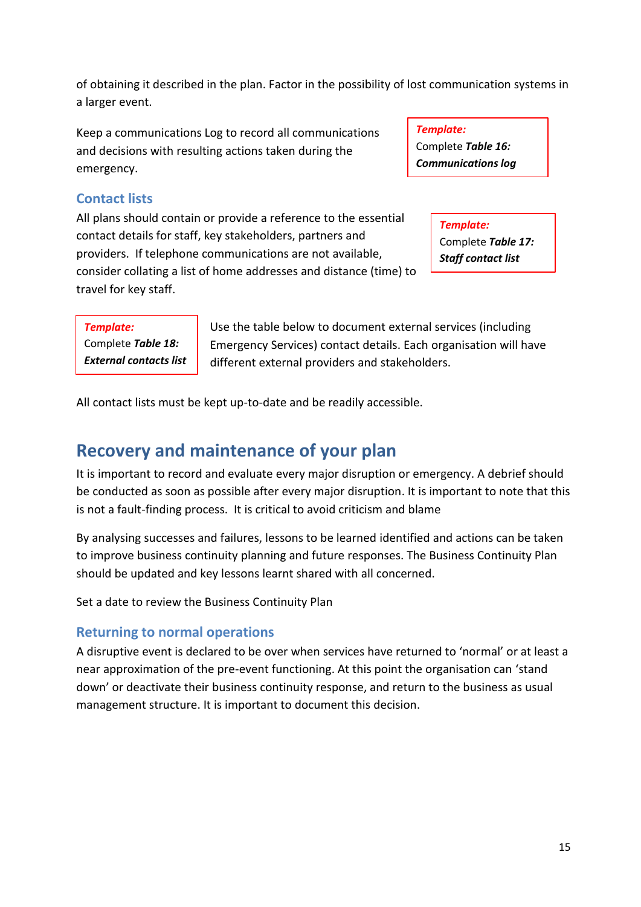of obtaining it described in the plan. Factor in the possibility of lost communication systems in a larger event.

Keep a communications Log to record all communications and decisions with resulting actions taken during the emergency.

> ***Template:***
> Complete ***Table 16: Communications log***

### Contact lists

All plans should contain or provide a reference to the essential contact details for staff, key stakeholders, partners and providers. If telephone communications are not available, consider collating a list of home addresses and distance (time) to travel for key staff.

> ***Template:***
> Complete ***Table 17: Staff contact list***

> ***Template:***
> Complete ***Table 18: External contacts list***

Use the table below to document external services (including Emergency Services) contact details. Each organisation will have different external providers and stakeholders.

All contact lists must be kept up-to-date and be readily accessible.

## Recovery and maintenance of your plan

It is important to record and evaluate every major disruption or emergency. A debrief should be conducted as soon as possible after every major disruption. It is important to note that this is not a fault-finding process. It is critical to avoid criticism and blame

By analysing successes and failures, lessons to be learned identified and actions can be taken to improve business continuity planning and future responses. The Business Continuity Plan should be updated and key lessons learnt shared with all concerned.

Set a date to review the Business Continuity Plan

### Returning to normal operations

A disruptive event is declared to be over when services have returned to 'normal' or at least a near approximation of the pre-event functioning. At this point the organisation can 'stand down' or deactivate their business continuity response, and return to the business as usual management structure. It is important to document this decision.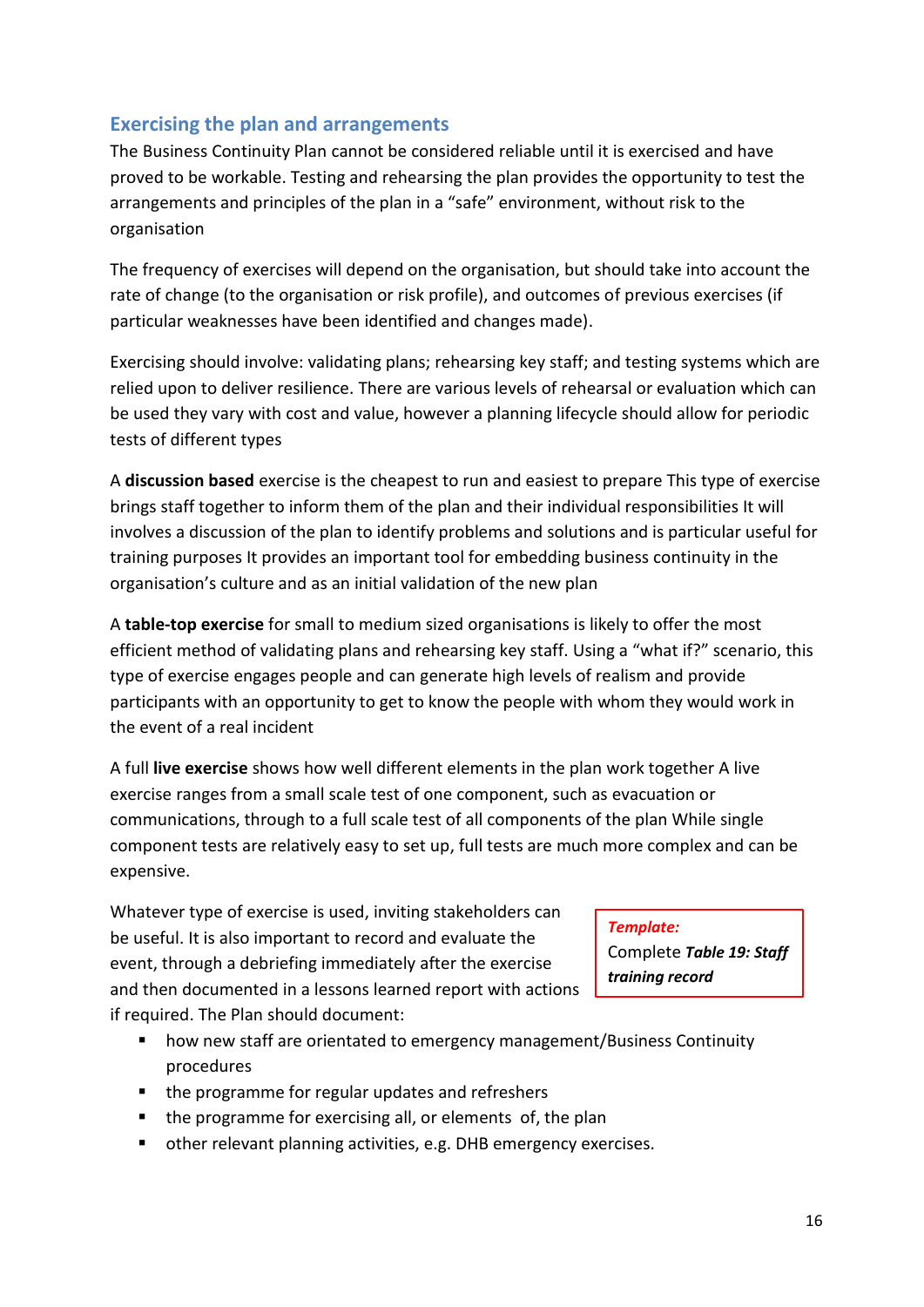## Exercising the plan and arrangements

The Business Continuity Plan cannot be considered reliable until it is exercised and have proved to be workable. Testing and rehearsing the plan provides the opportunity to test the arrangements and principles of the plan in a "safe" environment, without risk to the organisation

The frequency of exercises will depend on the organisation, but should take into account the rate of change (to the organisation or risk profile), and outcomes of previous exercises (if particular weaknesses have been identified and changes made).

Exercising should involve: validating plans; rehearsing key staff; and testing systems which are relied upon to deliver resilience. There are various levels of rehearsal or evaluation which can be used they vary with cost and value, however a planning lifecycle should allow for periodic tests of different types

A **discussion based** exercise is the cheapest to run and easiest to prepare This type of exercise brings staff together to inform them of the plan and their individual responsibilities It will involves a discussion of the plan to identify problems and solutions and is particular useful for training purposes It provides an important tool for embedding business continuity in the organisation's culture and as an initial validation of the new plan

A **table-top exercise** for small to medium sized organisations is likely to offer the most efficient method of validating plans and rehearsing key staff. Using a "what if?" scenario, this type of exercise engages people and can generate high levels of realism and provide participants with an opportunity to get to know the people with whom they would work in the event of a real incident

A full **live exercise** shows how well different elements in the plan work together A live exercise ranges from a small scale test of one component, such as evacuation or communications, through to a full scale test of all components of the plan While single component tests are relatively easy to set up, full tests are much more complex and can be expensive.

> ***Template:***
> Complete ***Table 19: Staff training record***

Whatever type of exercise is used, inviting stakeholders can be useful. It is also important to record and evaluate the event, through a debriefing immediately after the exercise and then documented in a lessons learned report with actions if required. The Plan should document:

- how new staff are orientated to emergency management/Business Continuity procedures
- the programme for regular updates and refreshers
- the programme for exercising all, or elements of, the plan
- other relevant planning activities, e.g. DHB emergency exercises.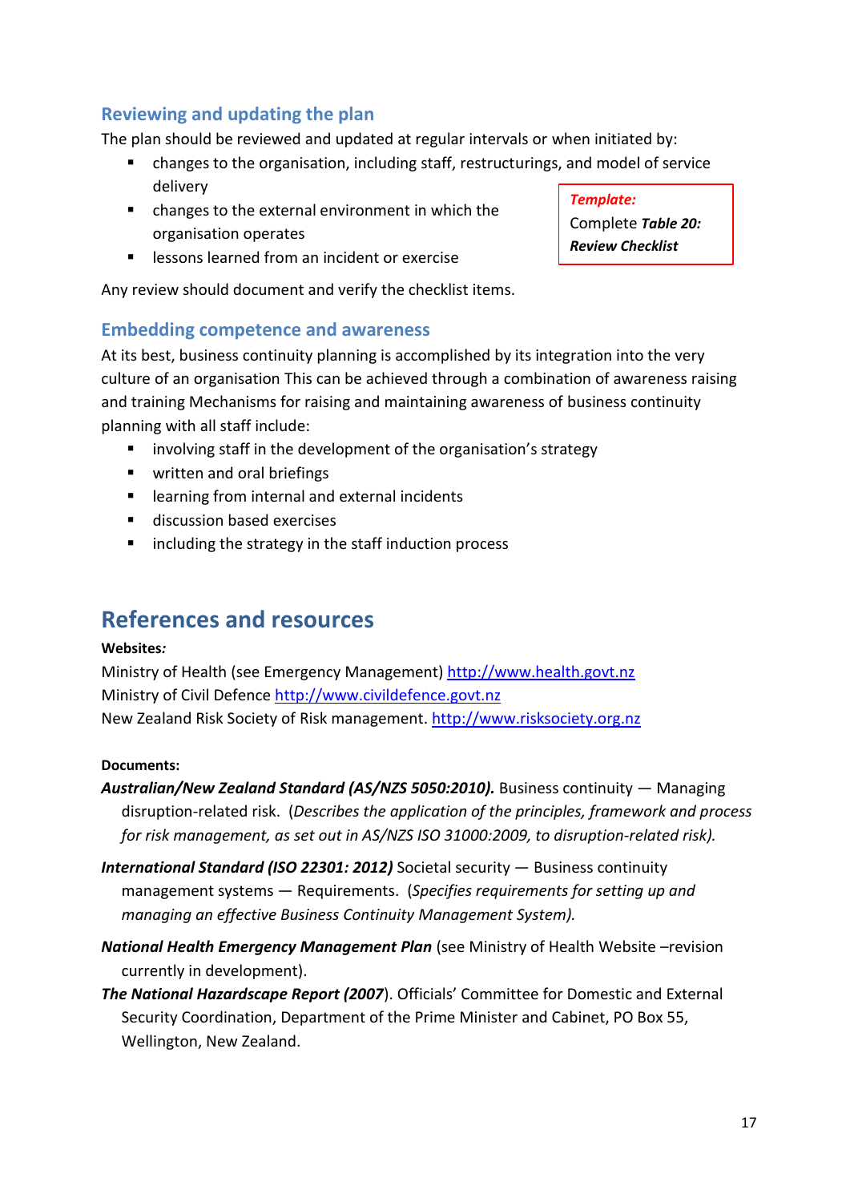### Reviewing and updating the plan

The plan should be reviewed and updated at regular intervals or when initiated by:

- changes to the organisation, including staff, restructurings, and model of service delivery
- changes to the external environment in which the organisation operates
- lessons learned from an incident or exercise

> ***Template:***
> Complete ***Table 20: Review Checklist***

Any review should document and verify the checklist items.

### Embedding competence and awareness

At its best, business continuity planning is accomplished by its integration into the very culture of an organisation This can be achieved through a combination of awareness raising and training Mechanisms for raising and maintaining awareness of business continuity planning with all staff include:

- involving staff in the development of the organisation's strategy
- written and oral briefings
- learning from internal and external incidents
- discussion based exercises
- including the strategy in the staff induction process

## References and resources

**Websites*:***

Ministry of Health (see Emergency Management) http://www.health.govt.nz
Ministry of Civil Defence http://www.civildefence.govt.nz
New Zealand Risk Society of Risk management. http://www.risksociety.org.nz

**Documents:**

***Australian/New Zealand Standard (AS/NZS 5050:2010).*** Business continuity — Managing disruption-related risk. (*Describes the application of the principles, framework and process for risk management, as set out in AS/NZS ISO 31000:2009, to disruption-related risk).*

***International Standard (ISO 22301: 2012)*** Societal security — Business continuity management systems — Requirements. (*Specifies requirements for setting up and managing an effective Business Continuity Management System).*

***National Health Emergency Management Plan*** (see Ministry of Health Website –revision currently in development).

***The National Hazardscape Report (2007***). Officials' Committee for Domestic and External Security Coordination, Department of the Prime Minister and Cabinet, PO Box 55, Wellington, New Zealand.